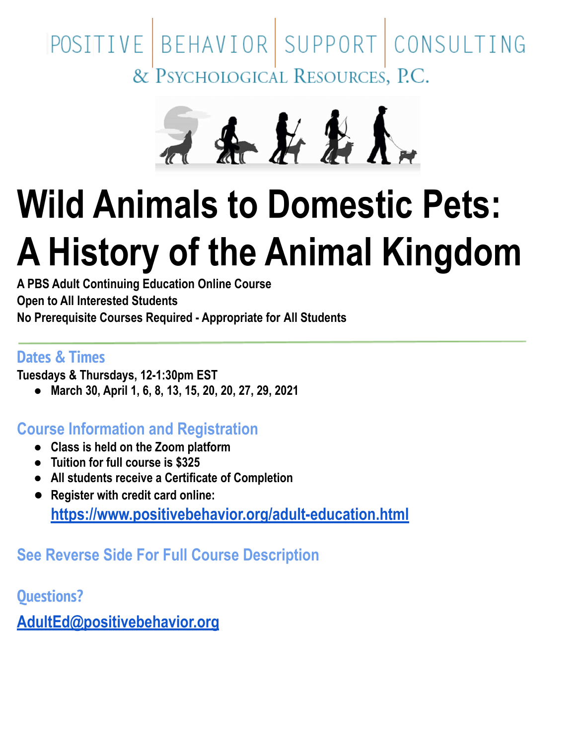POSITIVE | BEHAVIOR | SUPPORT | CONSULTING

& PSYCHOLOGICAL RESOURCES, P.C.

# Wild Animals to Domestic Pets: A History of the Animal Kingdom

**A PBS Adult Continuing Education Online Course**
**Open to All Interested Students**
**No Prerequisite Courses Required - Appropriate for All Students**

---

## Dates & Times

**Tuesdays & Thursdays, 12-1:30pm EST**

- **March 30, April 1, 6, 8, 13, 15, 20, 20, 27, 29, 2021**

## Course Information and Registration

- **Class is held on the Zoom platform**
- **Tuition for full course is $325**
- **All students receive a Certificate of Completion**
- **Register with credit card online:** **https://www.positivebehavior.org/adult-education.html**

## See Reverse Side For Full Course Description

## Questions?

**AdultEd@positivebehavior.org**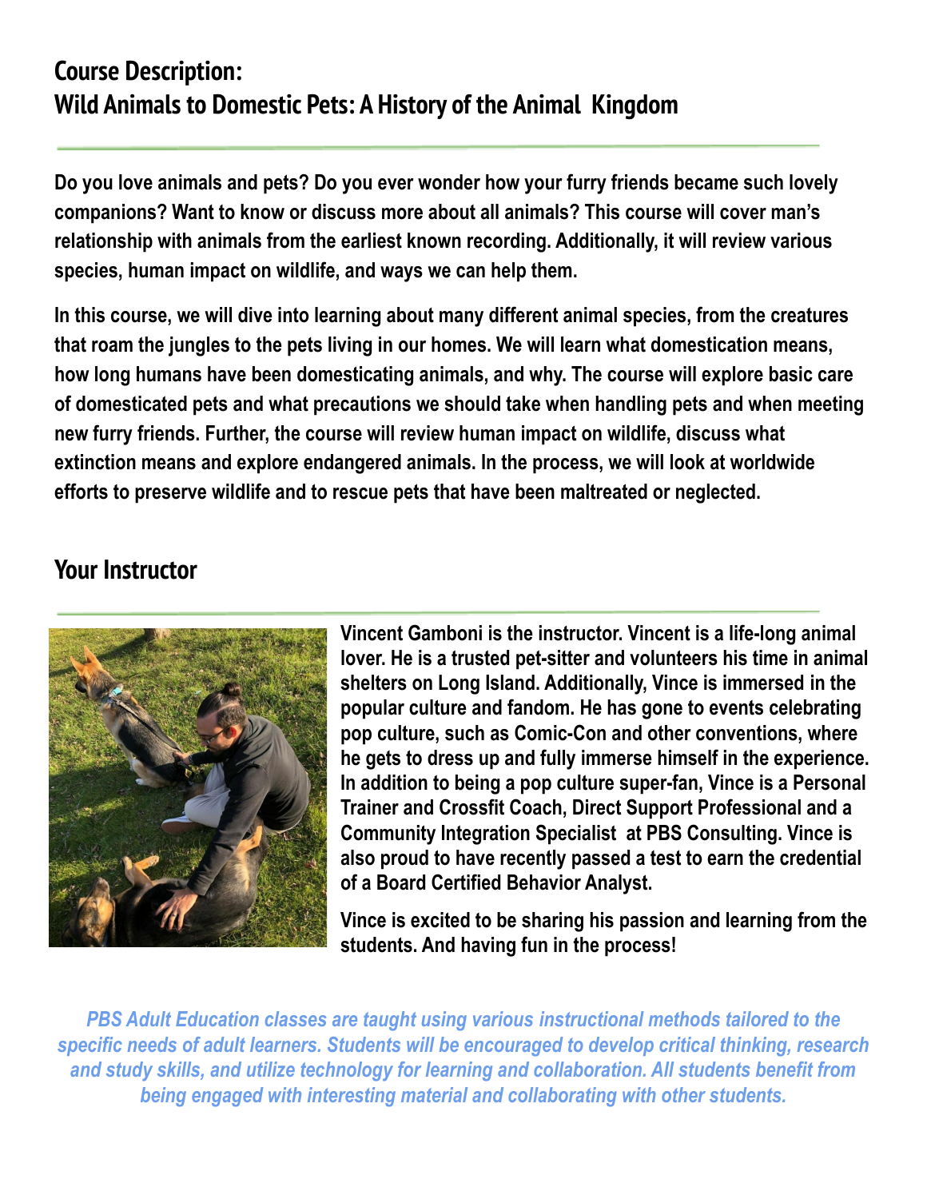## Course Description:
## Wild Animals to Domestic Pets: A History of the Animal Kingdom

**Do you love animals and pets? Do you ever wonder how your furry friends became such lovely companions? Want to know or discuss more about all animals? This course will cover man's relationship with animals from the earliest known recording. Additionally, it will review various species, human impact on wildlife, and ways we can help them.**

**In this course, we will dive into learning about many different animal species, from the creatures that roam the jungles to the pets living in our homes. We will learn what domestication means, how long humans have been domesticating animals, and why. The course will explore basic care of domesticated pets and what precautions we should take when handling pets and when meeting new furry friends. Further, the course will review human impact on wildlife, discuss what extinction means and explore endangered animals. In the process, we will look at worldwide efforts to preserve wildlife and to rescue pets that have been maltreated or neglected.**

## Your Instructor

**Vincent Gamboni is the instructor. Vincent is a life-long animal lover. He is a trusted pet-sitter and volunteers his time in animal shelters on Long Island. Additionally, Vince is immersed in the popular culture and fandom. He has gone to events celebrating pop culture, such as Comic-Con and other conventions, where he gets to dress up and fully immerse himself in the experience. In addition to being a pop culture super-fan, Vince is a Personal Trainer and Crossfit Coach, Direct Support Professional and a Community Integration Specialist at PBS Consulting. Vince is also proud to have recently passed a test to earn the credential of a Board Certified Behavior Analyst.**

**Vince is excited to be sharing his passion and learning from the students. And having fun in the process!**

*PBS Adult Education classes are taught using various instructional methods tailored to the specific needs of adult learners. Students will be encouraged to develop critical thinking, research and study skills, and utilize technology for learning and collaboration. All students benefit from being engaged with interesting material and collaborating with other students.*